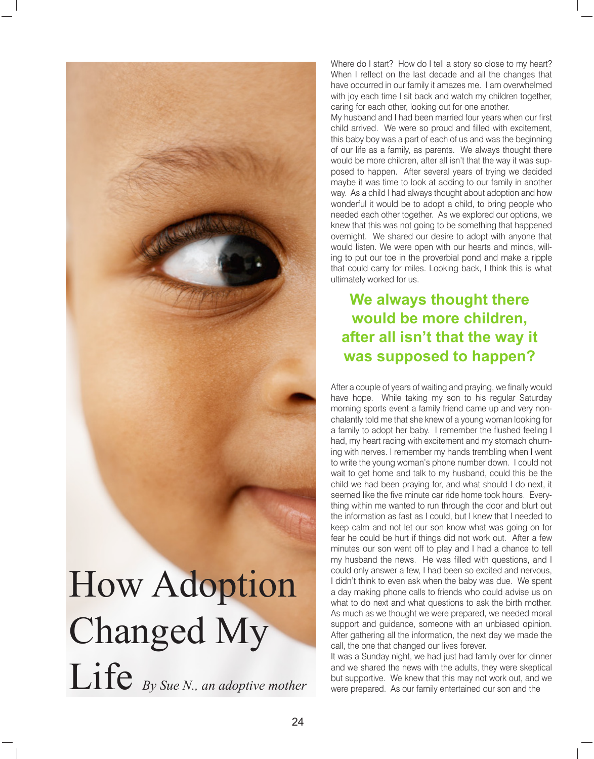# How Adoption Changed My Life

*By Sue N., an adoptive mother*

Where do I start? How do I tell a story so close to my heart? When I reflect on the last decade and all the changes that have occurred in our family it amazes me. I am overwhelmed with joy each time I sit back and watch my children together, caring for each other, looking out for one another.

My husband and I had been married four years when our first child arrived. We were so proud and filled with excitement, this baby boy was a part of each of us and was the beginning of our life as a family, as parents. We always thought there would be more children, after all isn't that the way it was supposed to happen. After several years of trying we decided maybe it was time to look at adding to our family in another way. As a child I had always thought about adoption and how wonderful it would be to adopt a child, to bring people who needed each other together. As we explored our options, we knew that this was not going to be something that happened overnight. We shared our desire to adopt with anyone that would listen. We were open with our hearts and minds, willing to put our toe in the proverbial pond and make a ripple that could carry for miles. Looking back, I think this is what ultimately worked for us.

**We always thought there would be more children, after all isn't that the way it was supposed to happen?**

After a couple of years of waiting and praying, we finally would have hope. While taking my son to his regular Saturday morning sports event a family friend came up and very nonchalantly told me that she knew of a young woman looking for a family to adopt her baby. I remember the flushed feeling I had, my heart racing with excitement and my stomach churning with nerves. I remember my hands trembling when I went to write the young woman's phone number down. I could not wait to get home and talk to my husband, could this be the child we had been praying for, and what should I do next, it seemed like the five minute car ride home took hours. Everything within me wanted to run through the door and blurt out the information as fast as I could, but I knew that I needed to keep calm and not let our son know what was going on for fear he could be hurt if things did not work out. After a few minutes our son went off to play and I had a chance to tell my husband the news. He was filled with questions, and I could only answer a few, I had been so excited and nervous, I didn't think to even ask when the baby was due. We spent a day making phone calls to friends who could advise us on what to do next and what questions to ask the birth mother. As much as we thought we were prepared, we needed moral support and guidance, someone with an unbiased opinion. After gathering all the information, the next day we made the call, the one that changed our lives forever.

It was a Sunday night, we had just had family over for dinner and we shared the news with the adults, they were skeptical but supportive. We knew that this may not work out, and we were prepared. As our family entertained our son and the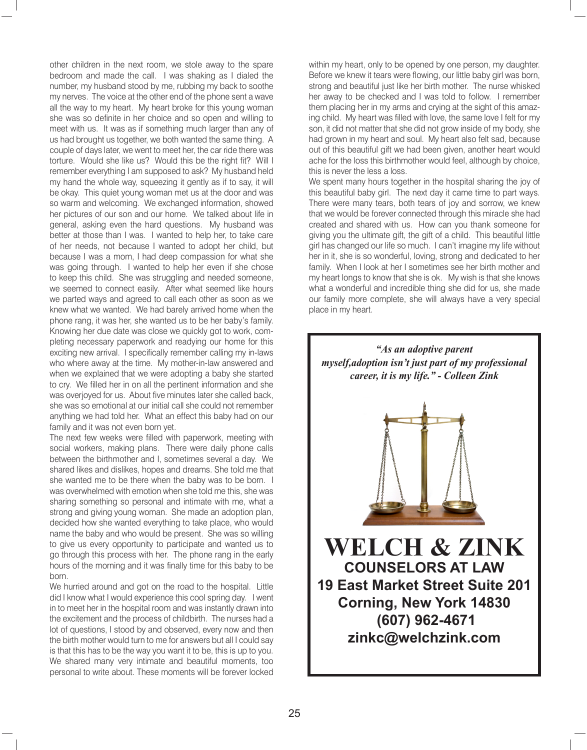other children in the next room, we stole away to the spare bedroom and made the call. I was shaking as I dialed the number, my husband stood by me, rubbing my back to soothe my nerves. The voice at the other end of the phone sent a wave all the way to my heart. My heart broke for this young woman she was so definite in her choice and so open and willing to meet with us. It was as if something much larger than any of us had brought us together, we both wanted the same thing. A couple of days later, we went to meet her, the car ride there was torture. Would she like us? Would this be the right fit? Will I remember everything I am supposed to ask? My husband held my hand the whole way, squeezing it gently as if to say, it will be okay. This quiet young woman met us at the door and was so warm and welcoming. We exchanged information, showed her pictures of our son and our home. We talked about life in general, asking even the hard questions. My husband was better at those than I was. I wanted to help her, to take care of her needs, not because I wanted to adopt her child, but because I was a mom, I had deep compassion for what she was going through. I wanted to help her even if she chose to keep this child. She was struggling and needed someone, we seemed to connect easily. After what seemed like hours we parted ways and agreed to call each other as soon as we knew what we wanted. We had barely arrived home when the phone rang, it was her, she wanted us to be her baby's family. Knowing her due date was close we quickly got to work, completing necessary paperwork and readying our home for this exciting new arrival. I specifically remember calling my in-laws who where away at the time. My mother-in-law answered and when we explained that we were adopting a baby she started to cry. We filled her in on all the pertinent information and she was overjoyed for us. About five minutes later she called back, she was so emotional at our initial call she could not remember anything we had told her. What an effect this baby had on our family and it was not even born yet.

The next few weeks were filled with paperwork, meeting with social workers, making plans. There were daily phone calls between the birthmother and I, sometimes several a day. We shared likes and dislikes, hopes and dreams. She told me that she wanted me to be there when the baby was to be born. I was overwhelmed with emotion when she told me this, she was sharing something so personal and intimate with me, what a strong and giving young woman. She made an adoption plan, decided how she wanted everything to take place, who would name the baby and who would be present. She was so willing to give us every opportunity to participate and wanted us to go through this process with her. The phone rang in the early hours of the morning and it was finally time for this baby to be born.

We hurried around and got on the road to the hospital. Little did I know what I would experience this cool spring day. I went in to meet her in the hospital room and was instantly drawn into the excitement and the process of childbirth. The nurses had a lot of questions, I stood by and observed, every now and then the birth mother would turn to me for answers but all I could say is that this has to be the way you want it to be, this is up to you. We shared many very intimate and beautiful moments, too personal to write about. These moments will be forever locked within my heart, only to be opened by one person, my daughter. Before we knew it tears were flowing, our little baby girl was born, strong and beautiful just like her birth mother. The nurse whisked her away to be checked and I was told to follow. I remember them placing her in my arms and crying at the sight of this amazing child. My heart was filled with love, the same love I felt for my son, it did not matter that she did not grow inside of my body, she had grown in my heart and soul. My heart also felt sad, because out of this beautiful gift we had been given, another heart would ache for the loss this birthmother would feel, although by choice, this is never the less a loss.

We spent many hours together in the hospital sharing the joy of this beautiful baby girl. The next day it came time to part ways. There were many tears, both tears of joy and sorrow, we knew that we would be forever connected through this miracle she had created and shared with us. How can you thank someone for giving you the ultimate gift, the gift of a child. This beautiful little girl has changed our life so much. I can't imagine my life without her in it, she is so wonderful, loving, strong and dedicated to her family. When I look at her I sometimes see her birth mother and my heart longs to know that she is ok. My wish is that she knows what a wonderful and incredible thing she did for us, she made our family more complete, she will always have a very special place in my heart.

***"As an adoptive parent myself,adoption isn't just part of my professional career, it is my life." - Colleen Zink***

# WELCH & ZINK

**COUNSELORS AT LAW**

**19 East Market Street Suite 201**
**Corning, New York 14830**
**(607) 962-4671**
**zinkc@welchzink.com**